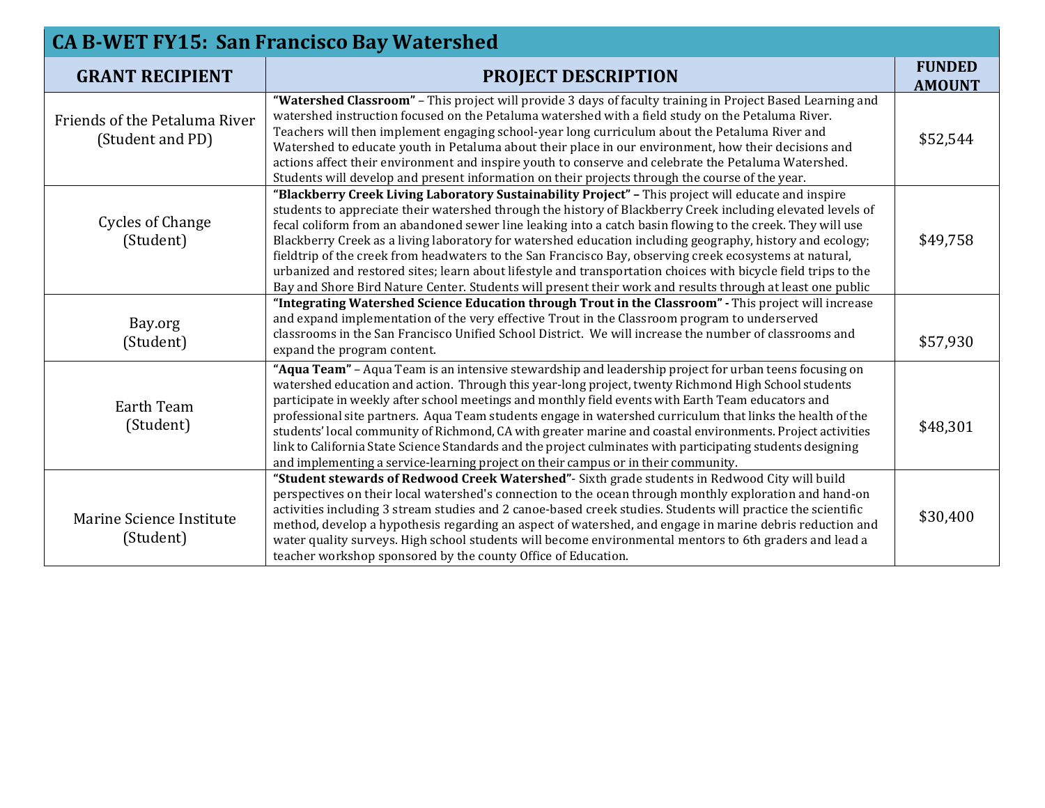| **CA B-WET FY15: San Francisco Bay Watershed** | | |
|---|---|---|
| **GRANT RECIPIENT** | **PROJECT DESCRIPTION** | **FUNDED AMOUNT** |
| Friends of the Petaluma River (Student and PD) | **"Watershed Classroom"** – This project will provide 3 days of faculty training in Project Based Learning and watershed instruction focused on the Petaluma watershed with a field study on the Petaluma River. Teachers will then implement engaging school-year long curriculum about the Petaluma River and Watershed to educate youth in Petaluma about their place in our environment, how their decisions and actions affect their environment and inspire youth to conserve and celebrate the Petaluma Watershed. Students will develop and present information on their projects through the course of the year. | $52,544 |
| Cycles of Change (Student) | **"Blackberry Creek Living Laboratory Sustainability Project" –** This project will educate and inspire students to appreciate their watershed through the history of Blackberry Creek including elevated levels of fecal coliform from an abandoned sewer line leaking into a catch basin flowing to the creek. They will use Blackberry Creek as a living laboratory for watershed education including geography, history and ecology; fieldtrip of the creek from headwaters to the San Francisco Bay, observing creek ecosystems at natural, urbanized and restored sites; learn about lifestyle and transportation choices with bicycle field trips to the Bay and Shore Bird Nature Center. Students will present their work and results through at least one public | $49,758 |
| Bay.org (Student) | **"Integrating Watershed Science Education through Trout in the Classroom" -** This project will increase and expand implementation of the very effective Trout in the Classroom program to underserved classrooms in the San Francisco Unified School District. We will increase the number of classrooms and expand the program content. | $57,930 |
| Earth Team (Student) | **"Aqua Team"** – Aqua Team is an intensive stewardship and leadership project for urban teens focusing on watershed education and action. Through this year-long project, twenty Richmond High School students participate in weekly after school meetings and monthly field events with Earth Team educators and professional site partners. Aqua Team students engage in watershed curriculum that links the health of the students' local community of Richmond, CA with greater marine and coastal environments. Project activities link to California State Science Standards and the project culminates with participating students designing and implementing a service-learning project on their campus or in their community. | $48,301 |
| Marine Science Institute (Student) | **"Student stewards of Redwood Creek Watershed"**- Sixth grade students in Redwood City will build perspectives on their local watershed's connection to the ocean through monthly exploration and hand-on activities including 3 stream studies and 2 canoe-based creek studies. Students will practice the scientific method, develop a hypothesis regarding an aspect of watershed, and engage in marine debris reduction and water quality surveys. High school students will become environmental mentors to 6th graders and lead a teacher workshop sponsored by the county Office of Education. | $30,400 |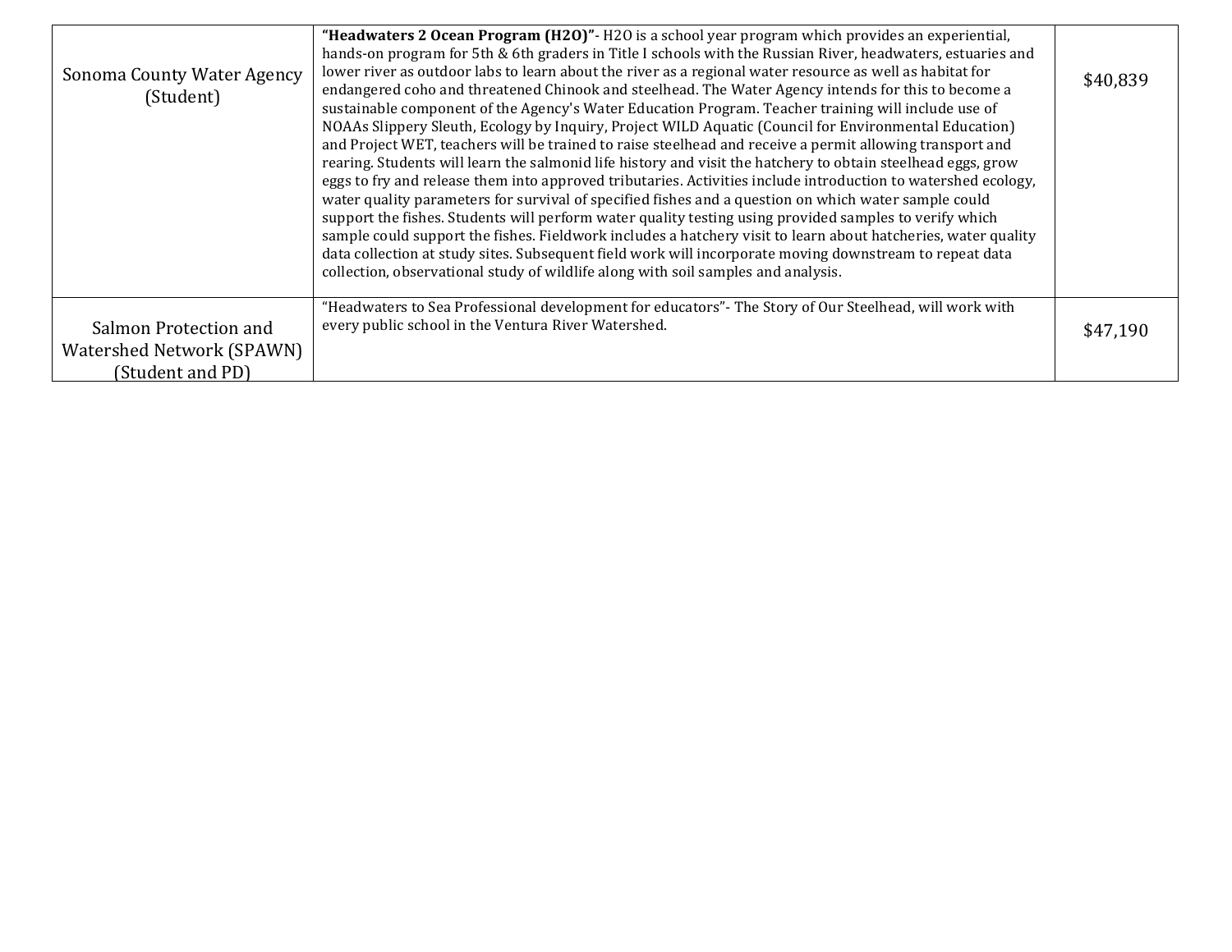| | | |
|---|---|---|
| Sonoma County Water Agency (Student) | **"Headwaters 2 Ocean Program (H2O)"**- H2O is a school year program which provides an experiential, hands-on program for 5th & 6th graders in Title I schools with the Russian River, headwaters, estuaries and lower river as outdoor labs to learn about the river as a regional water resource as well as habitat for endangered coho and threatened Chinook and steelhead. The Water Agency intends for this to become a sustainable component of the Agency's Water Education Program. Teacher training will include use of NOAAs Slippery Sleuth, Ecology by Inquiry, Project WILD Aquatic (Council for Environmental Education) and Project WET, teachers will be trained to raise steelhead and receive a permit allowing transport and rearing. Students will learn the salmonid life history and visit the hatchery to obtain steelhead eggs, grow eggs to fry and release them into approved tributaries. Activities include introduction to watershed ecology, water quality parameters for survival of specified fishes and a question on which water sample could support the fishes. Students will perform water quality testing using provided samples to verify which sample could support the fishes. Fieldwork includes a hatchery visit to learn about hatcheries, water quality data collection at study sites. Subsequent field work will incorporate moving downstream to repeat data collection, observational study of wildlife along with soil samples and analysis. | $40,839 |
| Salmon Protection and Watershed Network (SPAWN) (Student and PD) | "Headwaters to Sea Professional development for educators"- The Story of Our Steelhead, will work with every public school in the Ventura River Watershed. | $47,190 |